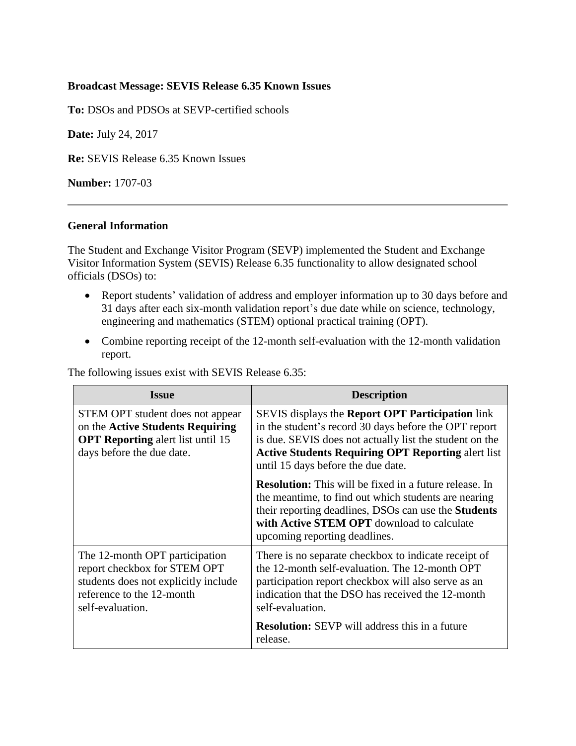**Broadcast Message: SEVIS Release 6.35 Known Issues**

**To:** DSOs and PDSOs at SEVP-certified schools

**Date:** July 24, 2017

**Re:** SEVIS Release 6.35 Known Issues

**Number:** 1707-03

---

**General Information**

The Student and Exchange Visitor Program (SEVP) implemented the Student and Exchange Visitor Information System (SEVIS) Release 6.35 functionality to allow designated school officials (DSOs) to:

- Report students' validation of address and employer information up to 30 days before and 31 days after each six-month validation report's due date while on science, technology, engineering and mathematics (STEM) optional practical training (OPT).
- Combine reporting receipt of the 12-month self-evaluation with the 12-month validation report.

The following issues exist with SEVIS Release 6.35:

| Issue | Description |
|---|---|
| STEM OPT student does not appear on the **Active Students Requiring OPT Reporting** alert list until 15 days before the due date. | SEVIS displays the **Report OPT Participation** link in the student's record 30 days before the OPT report is due. SEVIS does not actually list the student on the **Active Students Requiring OPT Reporting** alert list until 15 days before the due date. |
| | **Resolution:** This will be fixed in a future release. In the meantime, to find out which students are nearing their reporting deadlines, DSOs can use the **Students with Active STEM OPT** download to calculate upcoming reporting deadlines. |
| The 12-month OPT participation report checkbox for STEM OPT students does not explicitly include reference to the 12-month self-evaluation. | There is no separate checkbox to indicate receipt of the 12-month self-evaluation. The 12-month OPT participation report checkbox will also serve as an indication that the DSO has received the 12-month self-evaluation. |
| | **Resolution:** SEVP will address this in a future release. |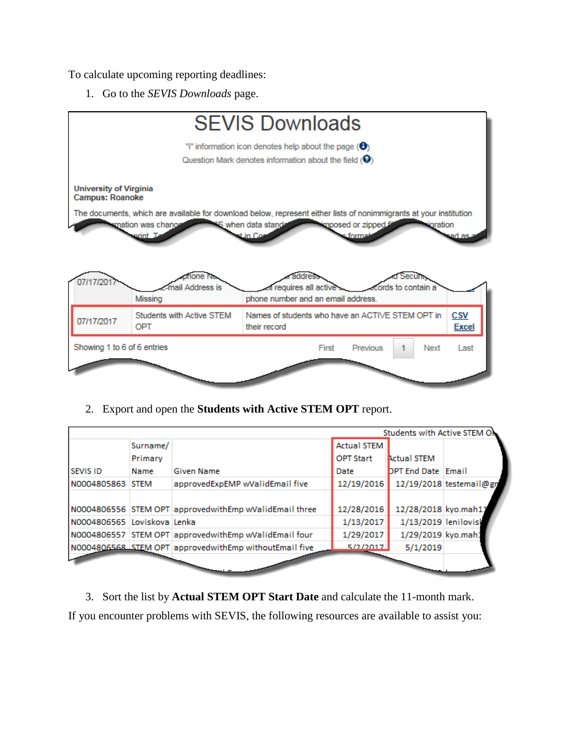To calculate upcoming reporting deadlines:

1. Go to the *SEVIS Downloads* page.

SEVIS Downloads

"i" information icon denotes help about the page

Question Mark denotes information about the field

**University of Virginia**
**Campus: Roanoke**

The documents, which are available for download below, represent either lists of nonimmigrants at your institution

| 07/17/2017 | Missing | phone number and an email address. | |
|---|---|---|---|
| 07/17/2017 | Students with Active STEM OPT | Names of students who have an ACTIVE STEM OPT in their record | CSV Excel |

Showing 1 to 6 of 6 entries — First Previous 1 Next Last

2. Export and open the **Students with Active STEM OPT** report.

Students with Active STEM OPT

| SEVIS ID | Surname/ Primary Name | Given Name | Actual STEM OPT Start Date | Actual STEM OPT End Date | Email |
|---|---|---|---|---|---|
| N0004805863 | STEM | approvedExpEMP wValidEmail five | 12/19/2016 | 12/19/2018 | testemail@gr |
| N0004806556 | STEM OPT | approvedwithEmp wValidEmail three | 12/28/2016 | 12/28/2018 | kyo.mah11 |
| N0004806565 | Loviskova | Lenka | 1/13/2017 | 1/13/2019 | lenilovis |
| N0004806557 | STEM OPT | approvedwithEmp wValidEmail four | 1/29/2017 | 1/29/2019 | kyo.mah1 |
| N0004806568 | STEM OPT | approvedwithEmp withoutEmail five | 5/2/2017 | 5/1/2019 | |

3. Sort the list by **Actual STEM OPT Start Date** and calculate the 11-month mark.

If you encounter problems with SEVIS, the following resources are available to assist you: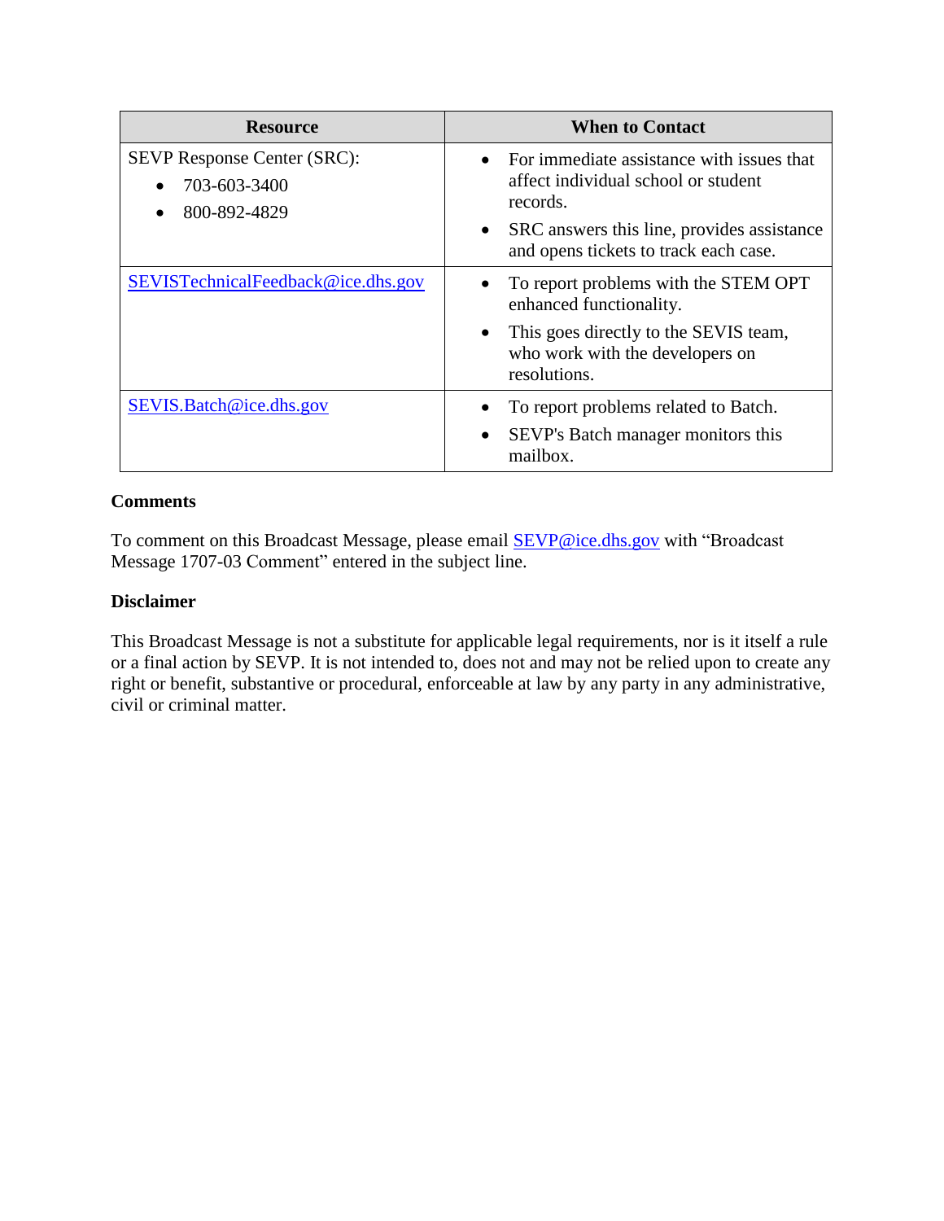| Resource | When to Contact |
|---|---|
| SEVP Response Center (SRC): <br>• 703-603-3400 <br>• 800-892-4829 | • For immediate assistance with issues that affect individual school or student records. <br>• SRC answers this line, provides assistance and opens tickets to track each case. |
| SEVISTechnicalFeedback@ice.dhs.gov | • To report problems with the STEM OPT enhanced functionality. <br>• This goes directly to the SEVIS team, who work with the developers on resolutions. |
| SEVIS.Batch@ice.dhs.gov | • To report problems related to Batch. <br>• SEVP's Batch manager monitors this mailbox. |

**Comments**

To comment on this Broadcast Message, please email SEVP@ice.dhs.gov with "Broadcast Message 1707-03 Comment" entered in the subject line.

**Disclaimer**

This Broadcast Message is not a substitute for applicable legal requirements, nor is it itself a rule or a final action by SEVP. It is not intended to, does not and may not be relied upon to create any right or benefit, substantive or procedural, enforceable at law by any party in any administrative, civil or criminal matter.